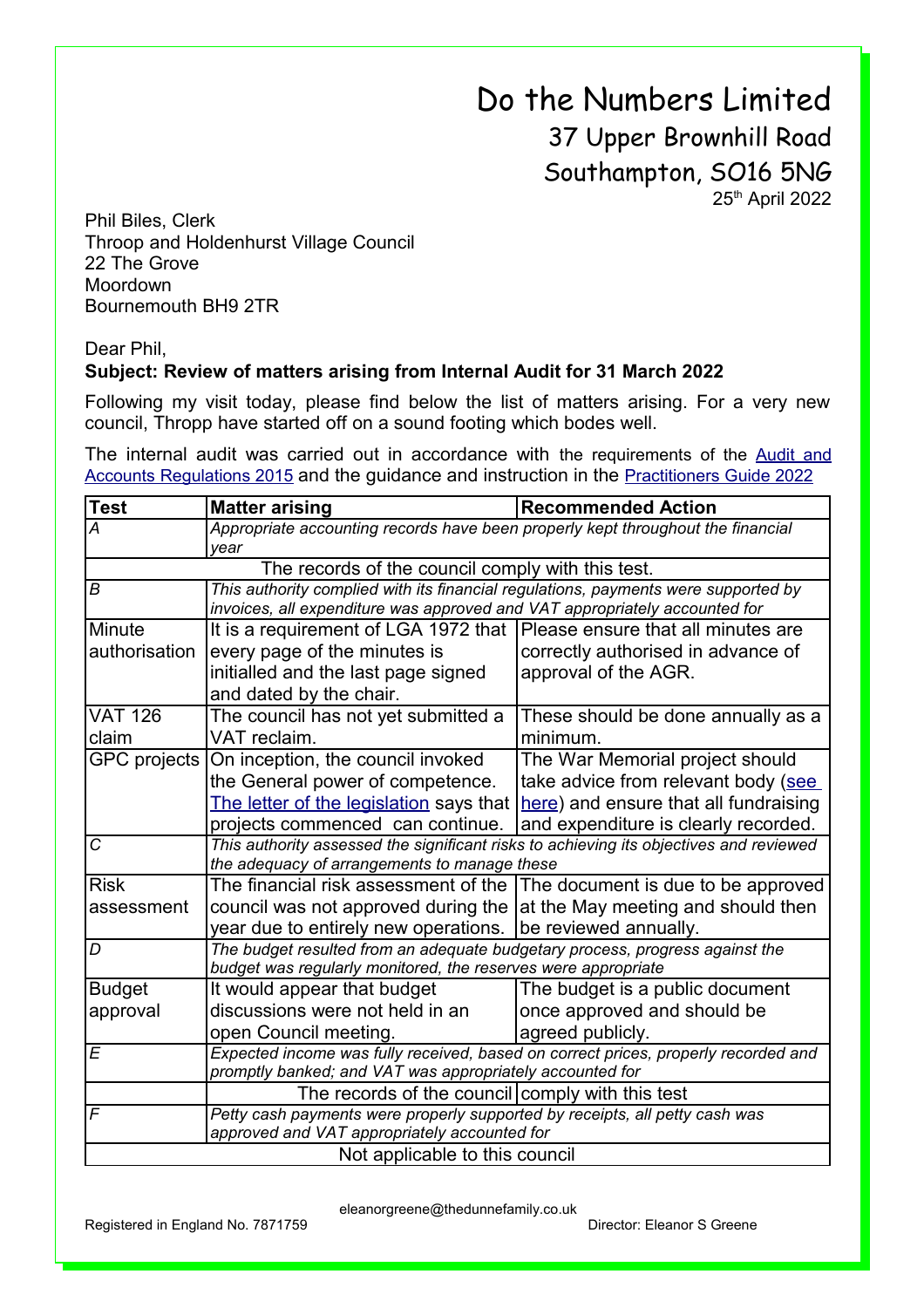# Do the Numbers Limited

37 Upper Brownhill Road
Southampton, SO16 5NG

25th April 2022

Phil Biles, Clerk
Throop and Holdenhurst Village Council
22 The Grove
Moordown
Bournemouth BH9 2TR

Dear Phil,

**Subject: Review of matters arising from Internal Audit for 31 March 2022**

Following my visit today, please find below the list of matters arising. For a very new council, Thropp have started off on a sound footing which bodes well.

The internal audit was carried out in accordance with the requirements of the Audit and Accounts Regulations 2015 and the guidance and instruction in the Practitioners Guide 2022

| Test | Matter arising | Recommended Action |
|---|---|---|
| *A* | *Appropriate accounting records have been properly kept throughout the financial year* | |
| The records of the council comply with this test. | | |
| *B* | *This authority complied with its financial regulations, payments were supported by invoices, all expenditure was approved and VAT appropriately accounted for* | |
| Minute authorisation | It is a requirement of LGA 1972 that every page of the minutes is initialled and the last page signed and dated by the chair. | Please ensure that all minutes are correctly authorised in advance of approval of the AGR. |
| VAT 126 claim | The council has not yet submitted a VAT reclaim. | These should be done annually as a minimum. |
| GPC projects | On inception, the council invoked the General power of competence. The letter of the legislation says that projects commenced can continue. | The War Memorial project should take advice from relevant body (see here) and ensure that all fundraising and expenditure is clearly recorded. |
| *C* | *This authority assessed the significant risks to achieving its objectives and reviewed the adequacy of arrangements to manage these* | |
| Risk assessment | The financial risk assessment of the council was not approved during the year due to entirely new operations. | The document is due to be approved at the May meeting and should then be reviewed annually. |
| *D* | *The budget resulted from an adequate budgetary process, progress against the budget was regularly monitored, the reserves were appropriate* | |
| Budget approval | It would appear that budget discussions were not held in an open Council meeting. | The budget is a public document once approved and should be agreed publicly. |
| *E* | *Expected income was fully received, based on correct prices, properly recorded and promptly banked; and VAT was appropriately accounted for* | |
| | The records of the council | comply with this test |
| *F* | *Petty cash payments were properly supported by receipts, all petty cash was approved and VAT appropriately accounted for* | |
| Not applicable to this council | | |

eleanorgreene@thedunnefamily.co.uk

Registered in England No. 7871759 — Director: Eleanor S Greene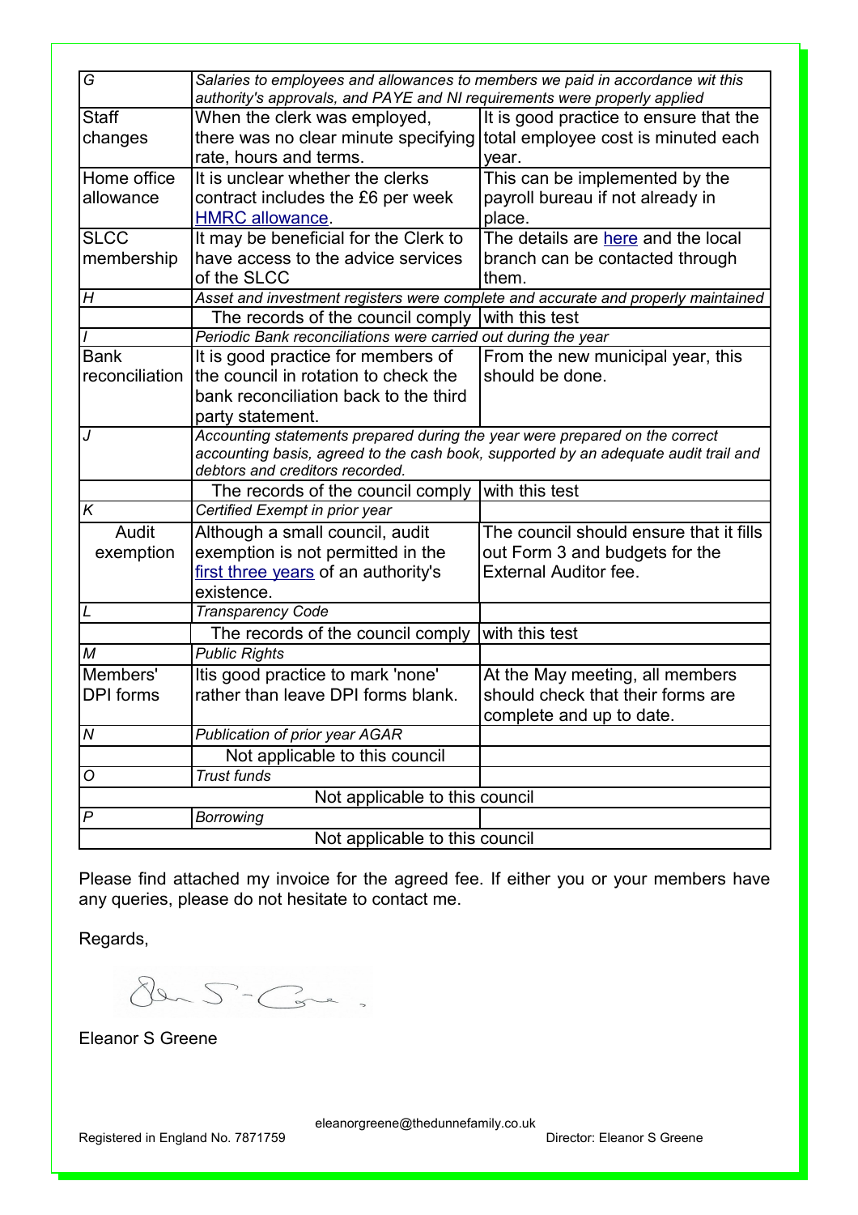| | | |
|---|---|---|
| *G* | *Salaries to employees and allowances to members we paid in accordance wit this authority's approvals, and PAYE and NI requirements were properly applied* | |
| Staff changes | When the clerk was employed, there was no clear minute specifying rate, hours and terms. | It is good practice to ensure that the total employee cost is minuted each year. |
| Home office allowance | It is unclear whether the clerks contract includes the £6 per week HMRC allowance. | This can be implemented by the payroll bureau if not already in place. |
| SLCC membership | It may be beneficial for the Clerk to have access to the advice services of the SLCC | The details are here and the local branch can be contacted through them. |
| *H* | *Asset and investment registers were complete and accurate and properly maintained* | |
| | The records of the council comply | with this test |
| *I* | *Periodic Bank reconciliations were carried out during the year* | |
| Bank reconciliation | It is good practice for members of the council in rotation to check the bank reconciliation back to the third party statement. | From the new municipal year, this should be done. |
| *J* | *Accounting statements prepared during the year were prepared on the correct accounting basis, agreed to the cash book, supported by an adequate audit trail and debtors and creditors recorded.* | |
| | The records of the council comply | with this test |
| *K* | *Certified Exempt in prior year* | |
| Audit exemption | Although a small council, audit exemption is not permitted in the first three years of an authority's existence. | The council should ensure that it fills out Form 3 and budgets for the External Auditor fee. |
| *L* | *Transparency Code* | |
| | The records of the council comply | with this test |
| *M* | *Public Rights* | |
| Members' DPI forms | Itis good practice to mark 'none' rather than leave DPI forms blank. | At the May meeting, all members should check that their forms are complete and up to date. |
| *N* | *Publication of prior year AGAR* | |
| | Not applicable to this council | |
| *O* | *Trust funds* | |
| | Not applicable to this council | |
| *P* | *Borrowing* | |
| | Not applicable to this council | |

Please find attached my invoice for the agreed fee. If either you or your members have any queries, please do not hesitate to contact me.

Regards,

Eleanor S Greene

eleanorgreene@thedunnefamily.co.uk

Registered in England No. 7871759 Director: Eleanor S Greene